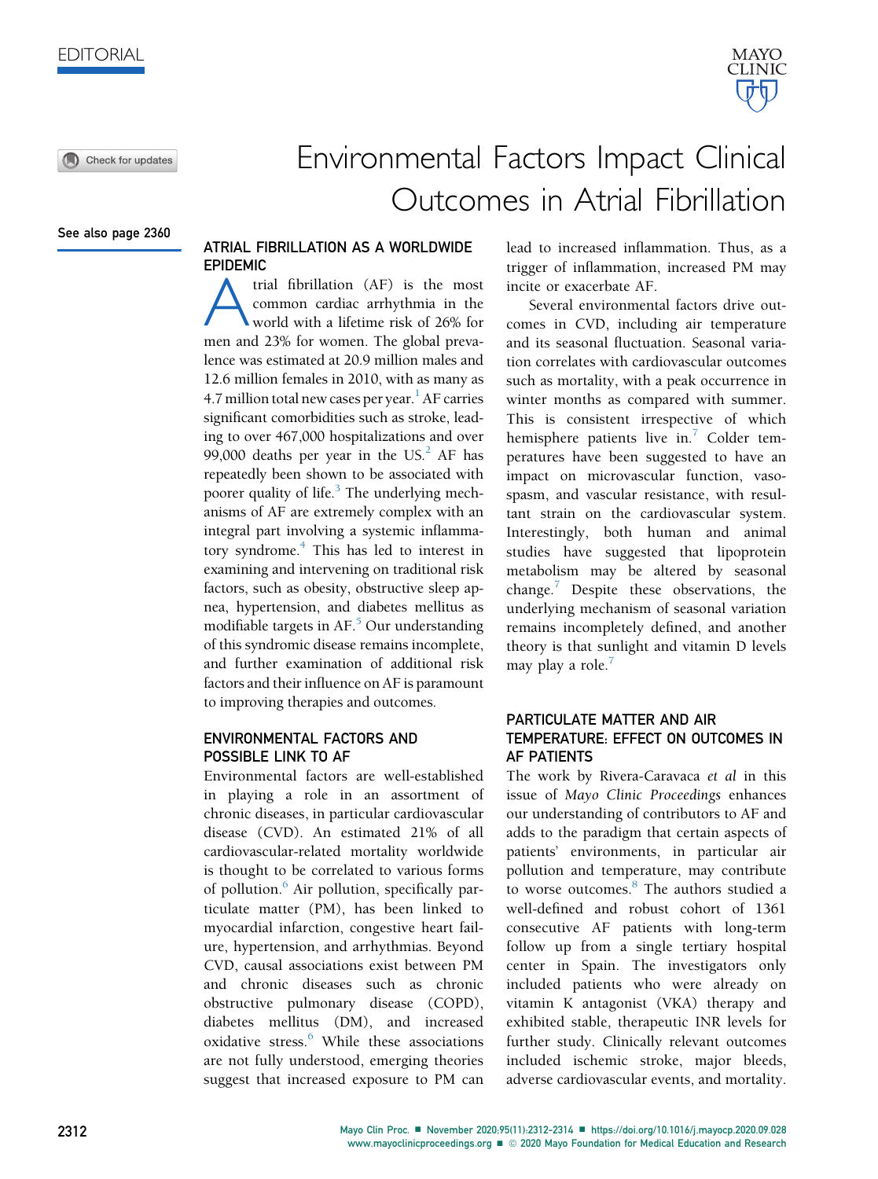EDITORIAL

# Environmental Factors Impact Clinical Outcomes in Atrial Fibrillation

See also page 2360

## ATRIAL FIBRILLATION AS A WORLDWIDE EPIDEMIC

Atrial fibrillation (AF) is the most common cardiac arrhythmia in the world with a lifetime risk of 26% for men and 23% for women. The global prevalence was estimated at 20.9 million males and 12.6 million females in 2010, with as many as 4.7 million total new cases per year.[1] AF carries significant comorbidities such as stroke, leading to over 467,000 hospitalizations and over 99,000 deaths per year in the US.[2] AF has repeatedly been shown to be associated with poorer quality of life.[3] The underlying mechanisms of AF are extremely complex with an integral part involving a systemic inflammatory syndrome.[4] This has led to interest in examining and intervening on traditional risk factors, such as obesity, obstructive sleep apnea, hypertension, and diabetes mellitus as modifiable targets in AF.[5] Our understanding of this syndromic disease remains incomplete, and further examination of additional risk factors and their influence on AF is paramount to improving therapies and outcomes.

## ENVIRONMENTAL FACTORS AND POSSIBLE LINK TO AF

Environmental factors are well-established in playing a role in an assortment of chronic diseases, in particular cardiovascular disease (CVD). An estimated 21% of all cardiovascular-related mortality worldwide is thought to be correlated to various forms of pollution.[6] Air pollution, specifically particulate matter (PM), has been linked to myocardial infarction, congestive heart failure, hypertension, and arrhythmias. Beyond CVD, causal associations exist between PM and chronic diseases such as chronic obstructive pulmonary disease (COPD), diabetes mellitus (DM), and increased oxidative stress.[6] While these associations are not fully understood, emerging theories suggest that increased exposure to PM can lead to increased inflammation. Thus, as a trigger of inflammation, increased PM may incite or exacerbate AF.

Several environmental factors drive outcomes in CVD, including air temperature and its seasonal fluctuation. Seasonal variation correlates with cardiovascular outcomes such as mortality, with a peak occurrence in winter months as compared with summer. This is consistent irrespective of which hemisphere patients live in.[7] Colder temperatures have been suggested to have an impact on microvascular function, vasospasm, and vascular resistance, with resultant strain on the cardiovascular system. Interestingly, both human and animal studies have suggested that lipoprotein metabolism may be altered by seasonal change.[7] Despite these observations, the underlying mechanism of seasonal variation remains incompletely defined, and another theory is that sunlight and vitamin D levels may play a role.[7]

## PARTICULATE MATTER AND AIR TEMPERATURE: EFFECT ON OUTCOMES IN AF PATIENTS

The work by Rivera-Caravaca *et al* in this issue of *Mayo Clinic Proceedings* enhances our understanding of contributors to AF and adds to the paradigm that certain aspects of patients' environments, in particular air pollution and temperature, may contribute to worse outcomes.[8] The authors studied a well-defined and robust cohort of 1361 consecutive AF patients with long-term follow up from a single tertiary hospital center in Spain. The investigators only included patients who were already on vitamin K antagonist (VKA) therapy and exhibited stable, therapeutic INR levels for further study. Clinically relevant outcomes included ischemic stroke, major bleeds, adverse cardiovascular events, and mortality.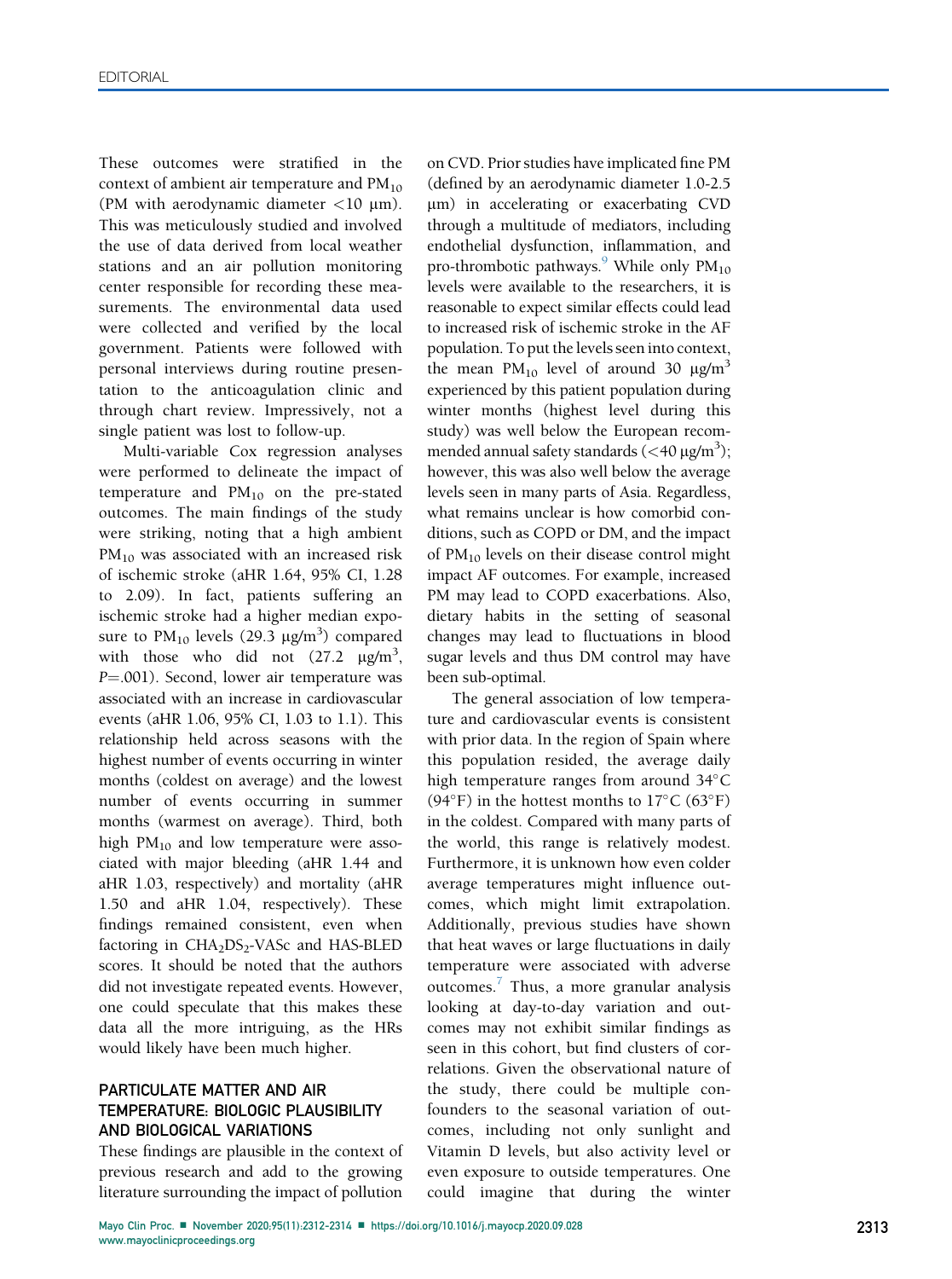These outcomes were stratified in the context of ambient air temperature and $PM_{10}$ (PM with aerodynamic diameter <10 μm). This was meticulously studied and involved the use of data derived from local weather stations and an air pollution monitoring center responsible for recording these measurements. The environmental data used were collected and verified by the local government. Patients were followed with personal interviews during routine presentation to the anticoagulation clinic and through chart review. Impressively, not a single patient was lost to follow-up.

Multi-variable Cox regression analyses were performed to delineate the impact of temperature and $PM_{10}$ on the pre-stated outcomes. The main findings of the study were striking, noting that a high ambient $PM_{10}$ was associated with an increased risk of ischemic stroke (aHR 1.64, 95% CI, 1.28 to 2.09). In fact, patients suffering an ischemic stroke had a higher median exposure to $PM_{10}$ levels (29.3 μg/m$^3$) compared with those who did not (27.2 μg/m$^3$, $P$=.001). Second, lower air temperature was associated with an increase in cardiovascular events (aHR 1.06, 95% CI, 1.03 to 1.1). This relationship held across seasons with the highest number of events occurring in winter months (coldest on average) and the lowest number of events occurring in summer months (warmest on average). Third, both high $PM_{10}$ and low temperature were associated with major bleeding (aHR 1.44 and aHR 1.03, respectively) and mortality (aHR 1.50 and aHR 1.04, respectively). These findings remained consistent, even when factoring in $CHA_2DS_2$-VASc and HAS-BLED scores. It should be noted that the authors did not investigate repeated events. However, one could speculate that this makes these data all the more intriguing, as the HRs would likely have been much higher.

## PARTICULATE MATTER AND AIR TEMPERATURE: BIOLOGIC PLAUSIBILITY AND BIOLOGICAL VARIATIONS

These findings are plausible in the context of previous research and add to the growing literature surrounding the impact of pollution on CVD. Prior studies have implicated fine PM (defined by an aerodynamic diameter 1.0-2.5 μm) in accelerating or exacerbating CVD through a multitude of mediators, including endothelial dysfunction, inflammation, and pro-thrombotic pathways.[9] While only $PM_{10}$ levels were available to the researchers, it is reasonable to expect similar effects could lead to increased risk of ischemic stroke in the AF population. To put the levels seen into context, the mean $PM_{10}$ level of around 30 μg/m$^3$ experienced by this patient population during winter months (highest level during this study) was well below the European recommended annual safety standards (<40 μg/m$^3$); however, this was also well below the average levels seen in many parts of Asia. Regardless, what remains unclear is how comorbid conditions, such as COPD or DM, and the impact of $PM_{10}$ levels on their disease control might impact AF outcomes. For example, increased PM may lead to COPD exacerbations. Also, dietary habits in the setting of seasonal changes may lead to fluctuations in blood sugar levels and thus DM control may have been sub-optimal.

The general association of low temperature and cardiovascular events is consistent with prior data. In the region of Spain where this population resided, the average daily high temperature ranges from around 34°C (94°F) in the hottest months to 17°C (63°F) in the coldest. Compared with many parts of the world, this range is relatively modest. Furthermore, it is unknown how even colder average temperatures might influence outcomes, which might limit extrapolation. Additionally, previous studies have shown that heat waves or large fluctuations in daily temperature were associated with adverse outcomes.[7] Thus, a more granular analysis looking at day-to-day variation and outcomes may not exhibit similar findings as seen in this cohort, but find clusters of correlations. Given the observational nature of the study, there could be multiple confounders to the seasonal variation of outcomes, including not only sunlight and Vitamin D levels, but also activity level or even exposure to outside temperatures. One could imagine that during the winter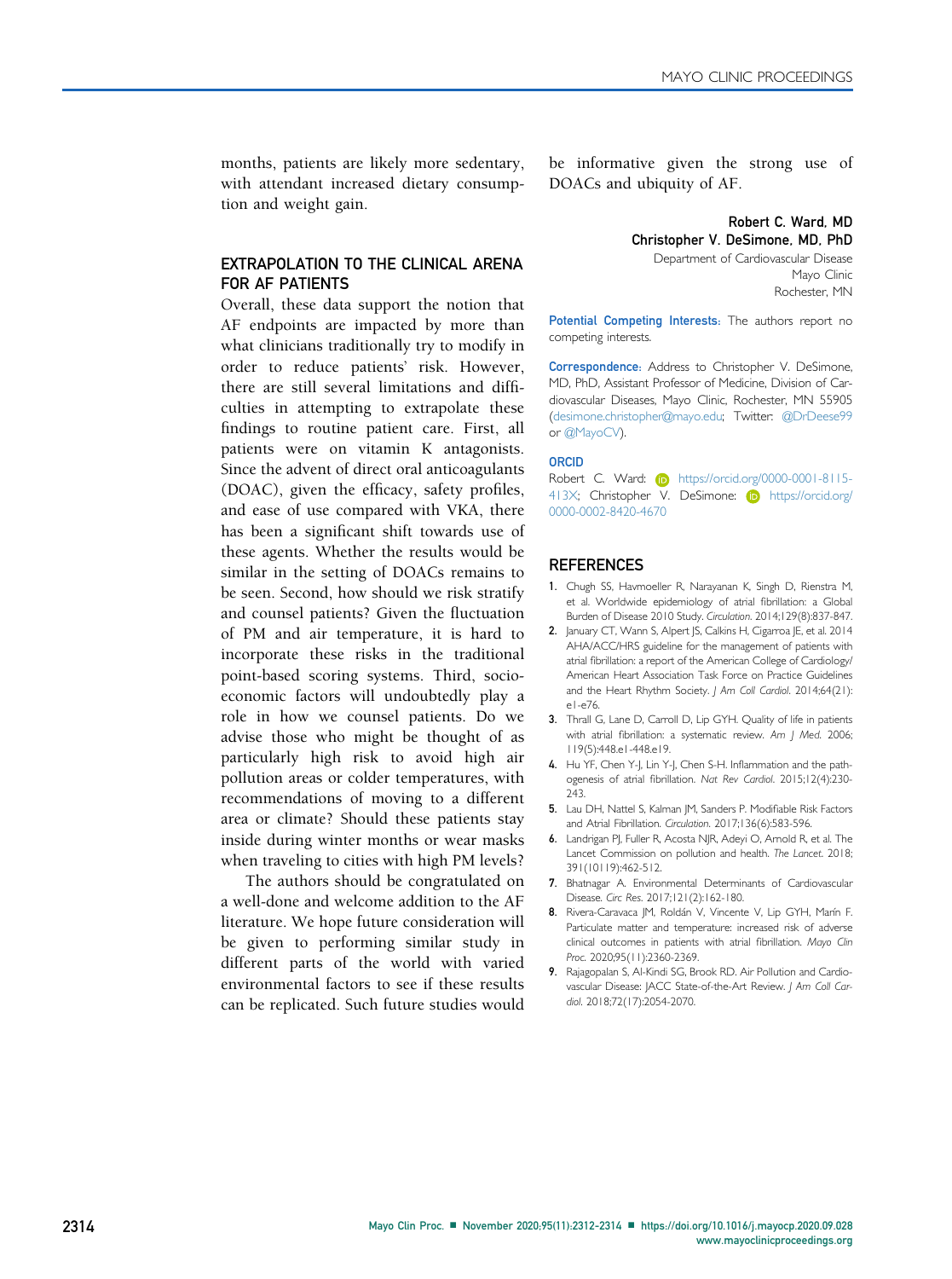months, patients are likely more sedentary, with attendant increased dietary consumption and weight gain.

## EXTRAPOLATION TO THE CLINICAL ARENA FOR AF PATIENTS

Overall, these data support the notion that AF endpoints are impacted by more than what clinicians traditionally try to modify in order to reduce patients' risk. However, there are still several limitations and difficulties in attempting to extrapolate these findings to routine patient care. First, all patients were on vitamin K antagonists. Since the advent of direct oral anticoagulants (DOAC), given the efficacy, safety profiles, and ease of use compared with VKA, there has been a significant shift towards use of these agents. Whether the results would be similar in the setting of DOACs remains to be seen. Second, how should we risk stratify and counsel patients? Given the fluctuation of PM and air temperature, it is hard to incorporate these risks in the traditional point-based scoring systems. Third, socioeconomic factors will undoubtedly play a role in how we counsel patients. Do we advise those who might be thought of as particularly high risk to avoid high air pollution areas or colder temperatures, with recommendations of moving to a different area or climate? Should these patients stay inside during winter months or wear masks when traveling to cities with high PM levels?

The authors should be congratulated on a well-done and welcome addition to the AF literature. We hope future consideration will be given to performing similar study in different parts of the world with varied environmental factors to see if these results can be replicated. Such future studies would be informative given the strong use of DOACs and ubiquity of AF.

**Robert C. Ward, MD**
**Christopher V. DeSimone, MD, PhD**
Department of Cardiovascular Disease
Mayo Clinic
Rochester, MN

**Potential Competing Interests:** The authors report no competing interests.

**Correspondence:** Address to Christopher V. DeSimone, MD, PhD, Assistant Professor of Medicine, Division of Cardiovascular Diseases, Mayo Clinic, Rochester, MN 55905 (desimone.christopher@mayo.edu; Twitter: @DrDeese99 or @MayoCV).

**ORCID**

Robert C. Ward: https://orcid.org/0000-0001-8115-413X; Christopher V. DeSimone: https://orcid.org/0000-0002-8420-4670

## REFERENCES

1. Chugh SS, Havmoeller R, Narayanan K, Singh D, Rienstra M, et al. Worldwide epidemiology of atrial fibrillation: a Global Burden of Disease 2010 Study. *Circulation*. 2014;129(8):837-847.
2. January CT, Wann S, Alpert JS, Calkins H, Cigarroa JE, et al. 2014 AHA/ACC/HRS guideline for the management of patients with atrial fibrillation: a report of the American College of Cardiology/American Heart Association Task Force on Practice Guidelines and the Heart Rhythm Society. *J Am Coll Cardiol*. 2014;64(21):e1-e76.
3. Thrall G, Lane D, Carroll D, Lip GYH. Quality of life in patients with atrial fibrillation: a systematic review. *Am J Med*. 2006;119(5):448.e1-448.e19.
4. Hu YF, Chen Y-J, Lin Y-J, Chen S-H. Inflammation and the pathogenesis of atrial fibrillation. *Nat Rev Cardiol*. 2015;12(4):230-243.
5. Lau DH, Nattel S, Kalman JM, Sanders P. Modifiable Risk Factors and Atrial Fibrillation. *Circulation*. 2017;136(6):583-596.
6. Landrigan PJ, Fuller R, Acosta NJR, Adeyi O, Arnold R, et al. The Lancet Commission on pollution and health. *The Lancet*. 2018;391(10119):462-512.
7. Bhatnagar A. Environmental Determinants of Cardiovascular Disease. *Circ Res*. 2017;121(2):162-180.
8. Rivera-Caravaca JM, Roldán V, Vincente V, Lip GYH, Marín F. Particulate matter and temperature: increased risk of adverse clinical outcomes in patients with atrial fibrillation. *Mayo Clin Proc*. 2020;95(11):2360-2369.
9. Rajagopalan S, Al-Kindi SG, Brook RD. Air Pollution and Cardiovascular Disease: JACC State-of-the-Art Review. *J Am Coll Cardiol*. 2018;72(17):2054-2070.